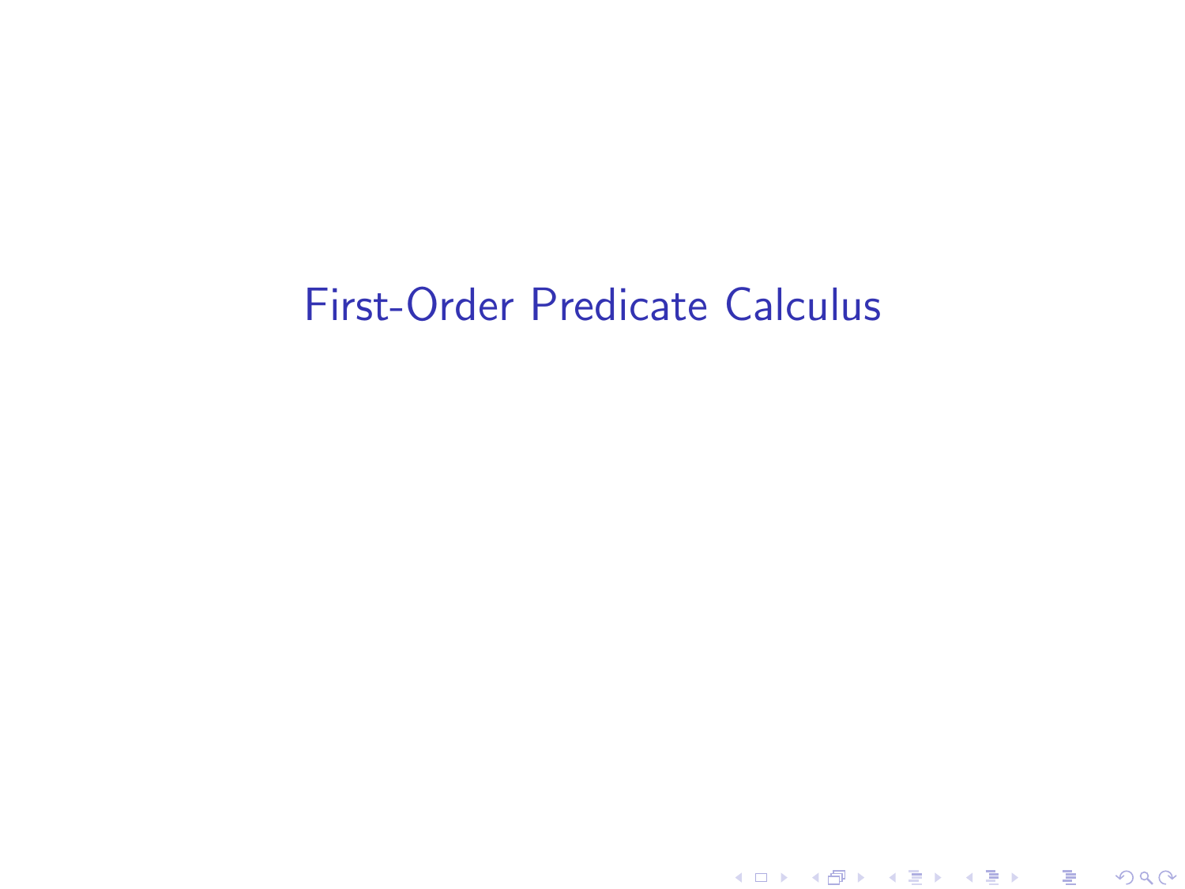# First-Order Predicate Calculus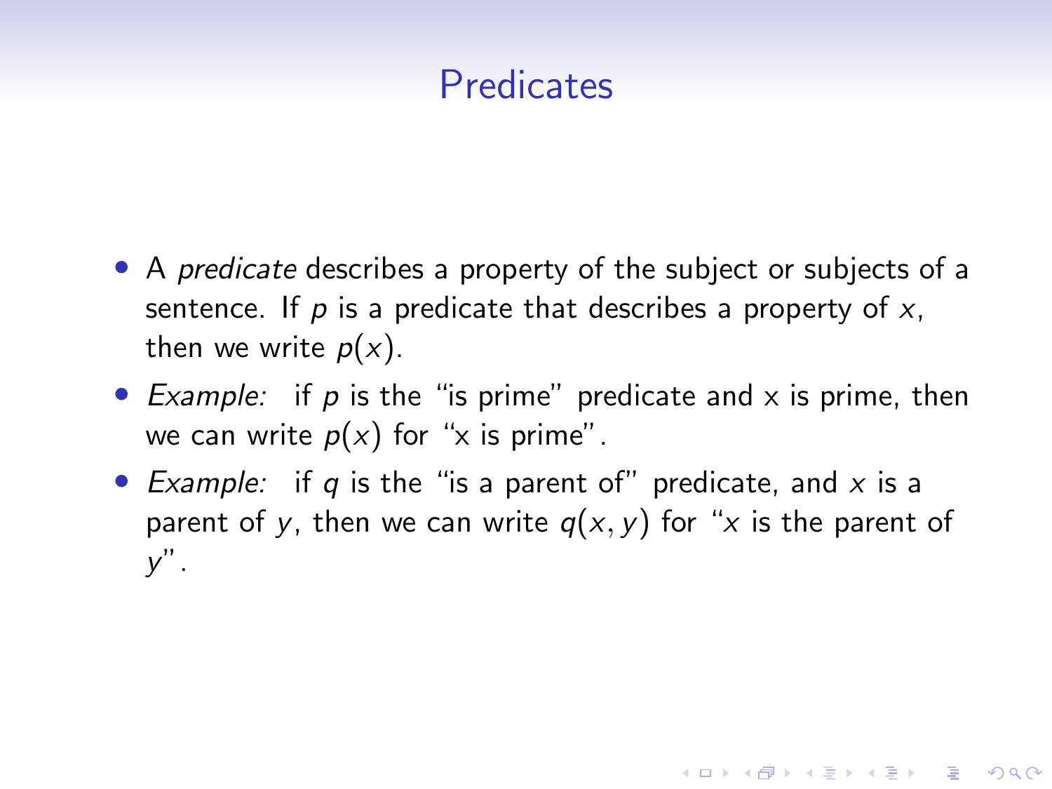# Predicates

- A *predicate* describes a property of the subject or subjects of a sentence. If $p$ is a predicate that describes a property of $x$, then we write $p(x)$.
- *Example:* if $p$ is the "is prime" predicate and x is prime, then we can write $p(x)$ for "x is prime".
- *Example:* if $q$ is the "is a parent of" predicate, and $x$ is a parent of $y$, then we can write $q(x, y)$ for "$x$ is the parent of $y$".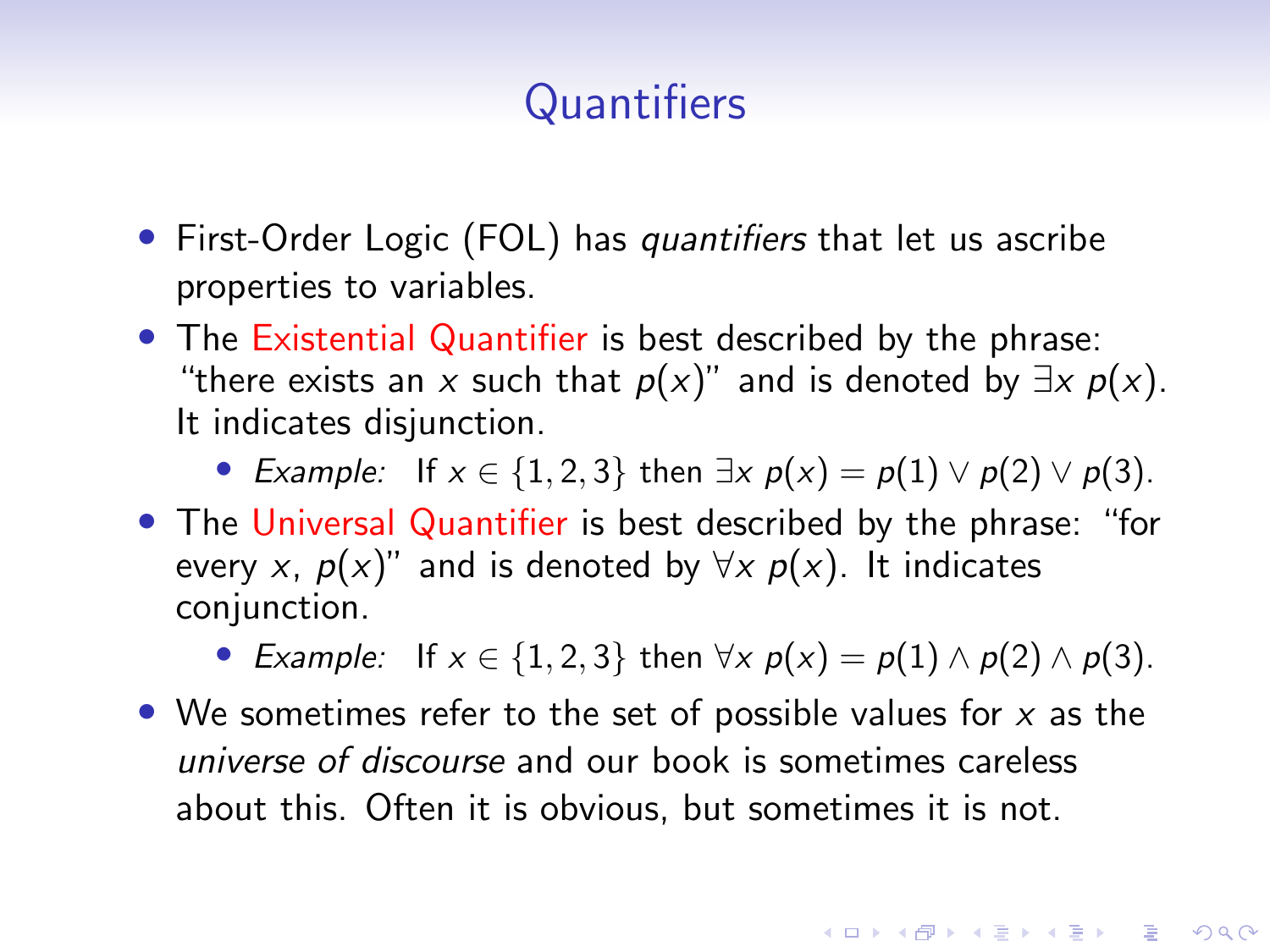# Quantifiers

- First-Order Logic (FOL) has *quantifiers* that let us ascribe properties to variables.
- The Existential Quantifier is best described by the phrase: "there exists an $x$ such that $p(x)$" and is denoted by $\exists x\ p(x)$. It indicates disjunction.
  - *Example:* If $x \in \{1, 2, 3\}$ then $\exists x\ p(x) = p(1) \vee p(2) \vee p(3)$.
- The Universal Quantifier is best described by the phrase: "for every $x$, $p(x)$" and is denoted by $\forall x\ p(x)$. It indicates conjunction.
  - *Example:* If $x \in \{1, 2, 3\}$ then $\forall x\ p(x) = p(1) \wedge p(2) \wedge p(3)$.
- We sometimes refer to the set of possible values for $x$ as the *universe of discourse* and our book is sometimes careless about this. Often it is obvious, but sometimes it is not.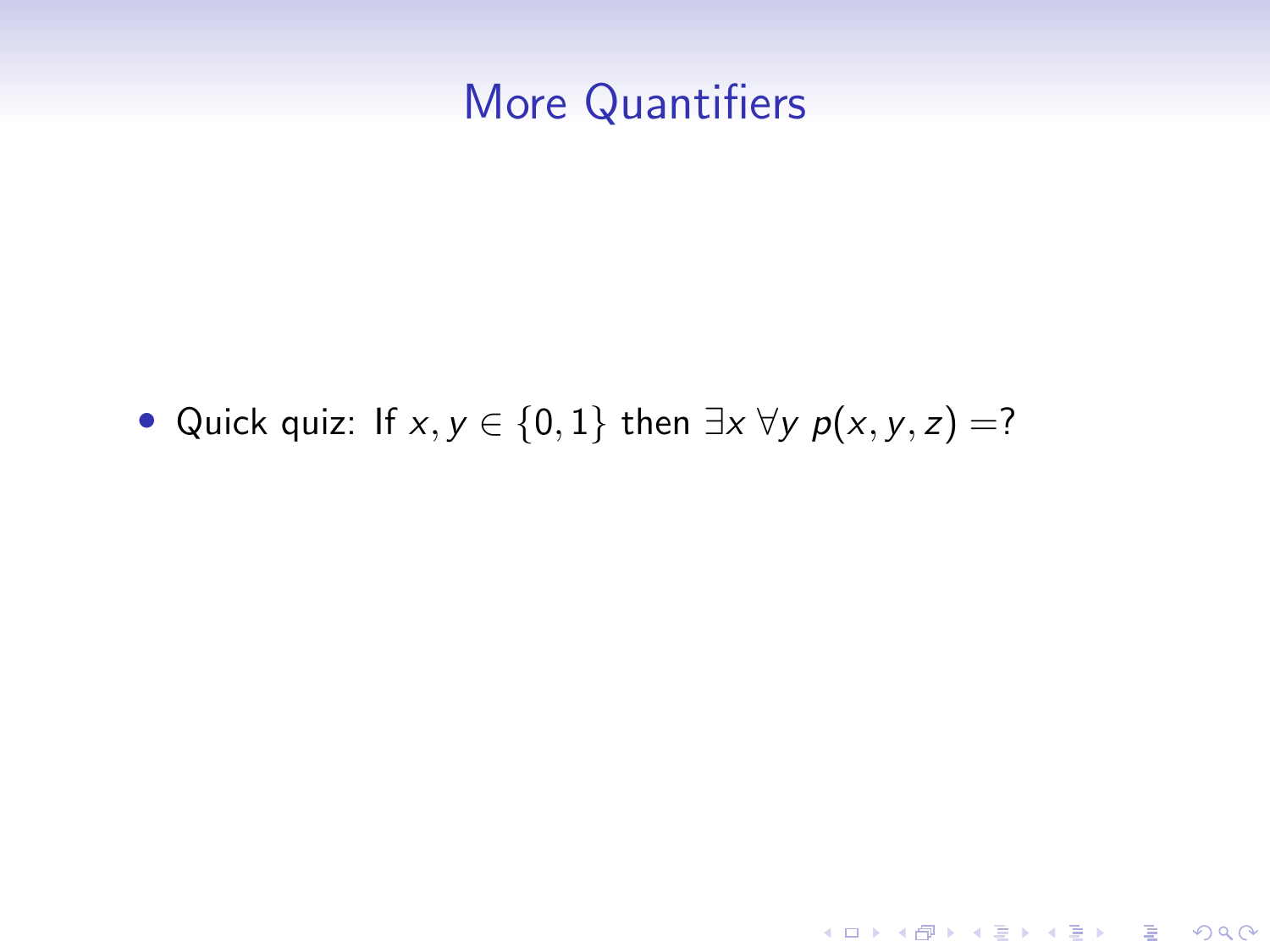# More Quantifiers

- Quick quiz: If $x, y \in \{0, 1\}$ then $\exists x \; \forall y \; p(x, y, z) = ?$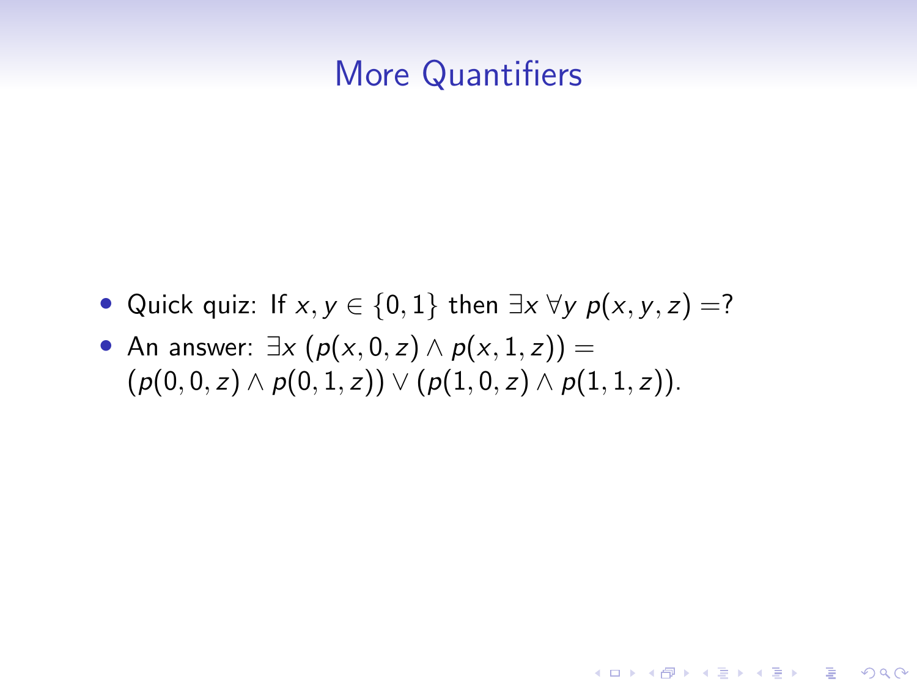# More Quantifiers

- Quick quiz: If $x, y \in \{0, 1\}$ then $\exists x \, \forall y \; p(x, y, z) = ?$
- An answer: $\exists x \; (p(x, 0, z) \wedge p(x, 1, z)) =$ $(p(0, 0, z) \wedge p(0, 1, z)) \vee (p(1, 0, z) \wedge p(1, 1, z))$.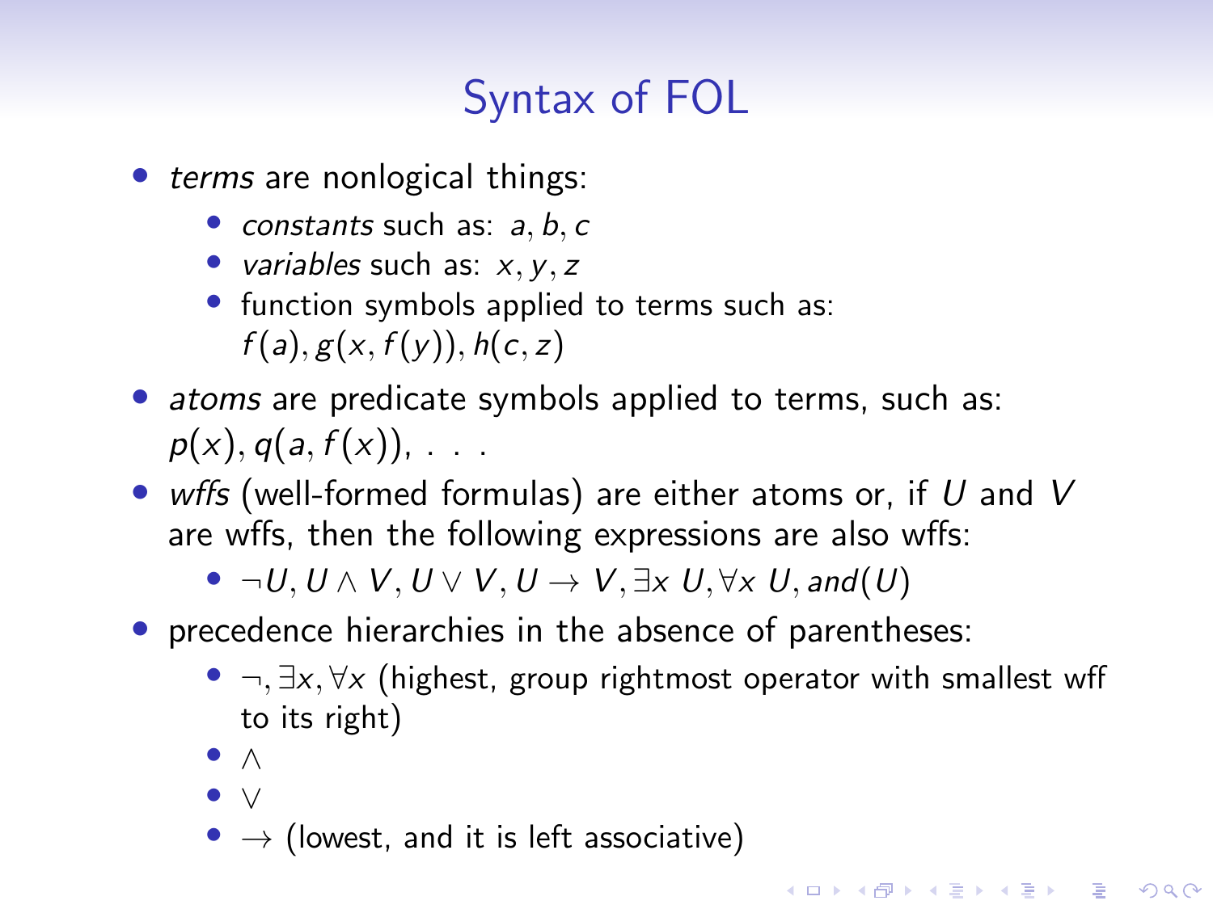# Syntax of FOL

- *terms* are nonlogical things:
  - *constants* such as: $a, b, c$
  - *variables* such as: $x, y, z$
  - function symbols applied to terms such as: $f(a), g(x, f(y)), h(c, z)$
- *atoms* are predicate symbols applied to terms, such as: $p(x), q(a, f(x)), \ldots$
- *wffs* (well-formed formulas) are either atoms or, if $U$ and $V$ are wffs, then the following expressions are also wffs:
  - $\neg U, U \wedge V, U \vee V, U \rightarrow V, \exists x\ U, \forall x\ U, and(U)$
- precedence hierarchies in the absence of parentheses:
  - $\neg, \exists x, \forall x$ (highest, group rightmost operator with smallest wff to its right)
  - $\wedge$
  - $\vee$
  - $\rightarrow$ (lowest, and it is left associative)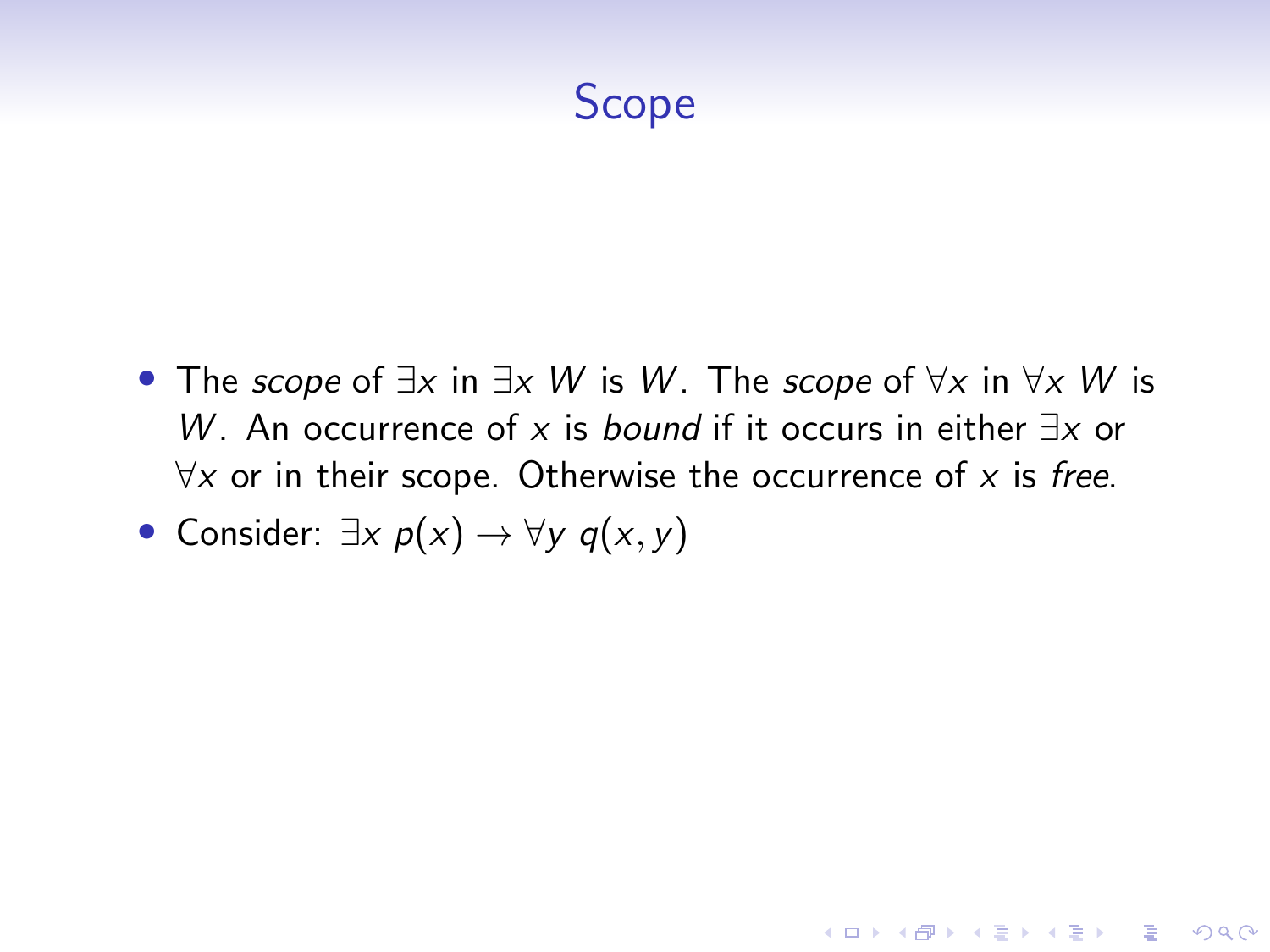# Scope

- The *scope* of $\exists x$ in $\exists x\ W$ is $W$. The *scope* of $\forall x$ in $\forall x\ W$ is $W$. An occurrence of $x$ is *bound* if it occurs in either $\exists x$ or $\forall x$ or in their scope. Otherwise the occurrence of $x$ is *free*.
- Consider: $\exists x\ p(x) \rightarrow \forall y\ q(x, y)$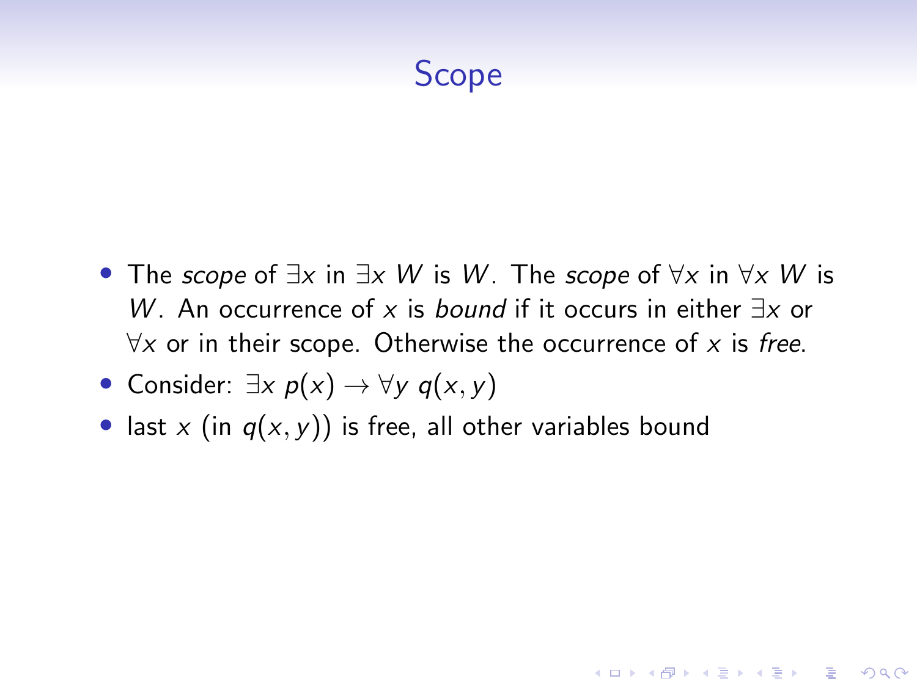# Scope

- The *scope* of $\exists x$ in $\exists x\ W$ is $W$. The *scope* of $\forall x$ in $\forall x\ W$ is $W$. An occurrence of $x$ is *bound* if it occurs in either $\exists x$ or $\forall x$ or in their scope. Otherwise the occurrence of $x$ is *free*.
- Consider: $\exists x\ p(x) \rightarrow \forall y\ q(x, y)$
- last $x$ (in $q(x, y)$) is free, all other variables bound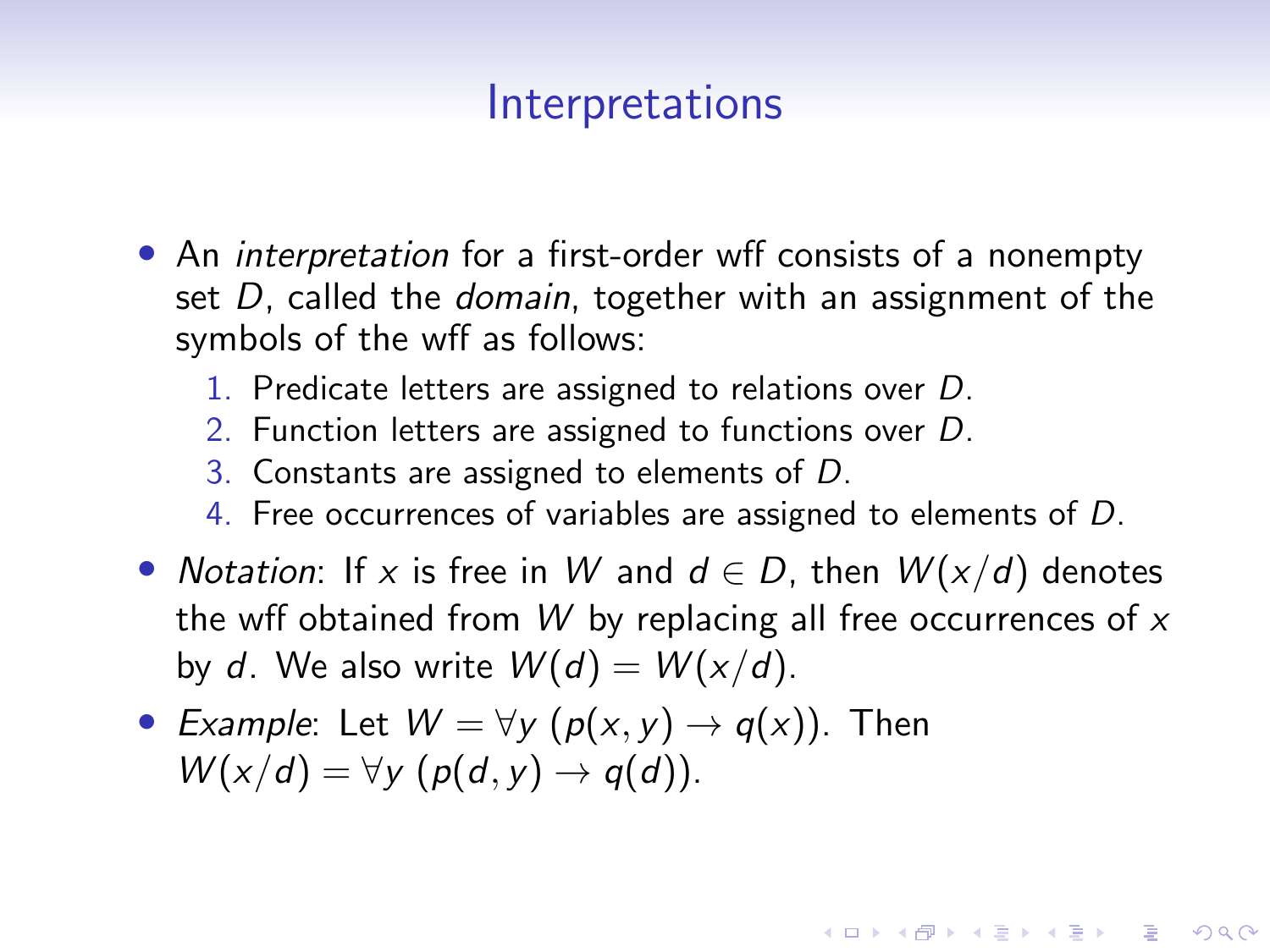# Interpretations

- An *interpretation* for a first-order wff consists of a nonempty set $D$, called the *domain*, together with an assignment of the symbols of the wff as follows:
  1. Predicate letters are assigned to relations over $D$.
  2. Function letters are assigned to functions over $D$.
  3. Constants are assigned to elements of $D$.
  4. Free occurrences of variables are assigned to elements of $D$.
- *Notation*: If $x$ is free in $W$ and $d \in D$, then $W(x/d)$ denotes the wff obtained from $W$ by replacing all free occurrences of $x$ by $d$. We also write $W(d) = W(x/d)$.
- *Example*: Let $W = \forall y \, (p(x, y) \to q(x))$. Then $W(x/d) = \forall y \, (p(d, y) \to q(d))$.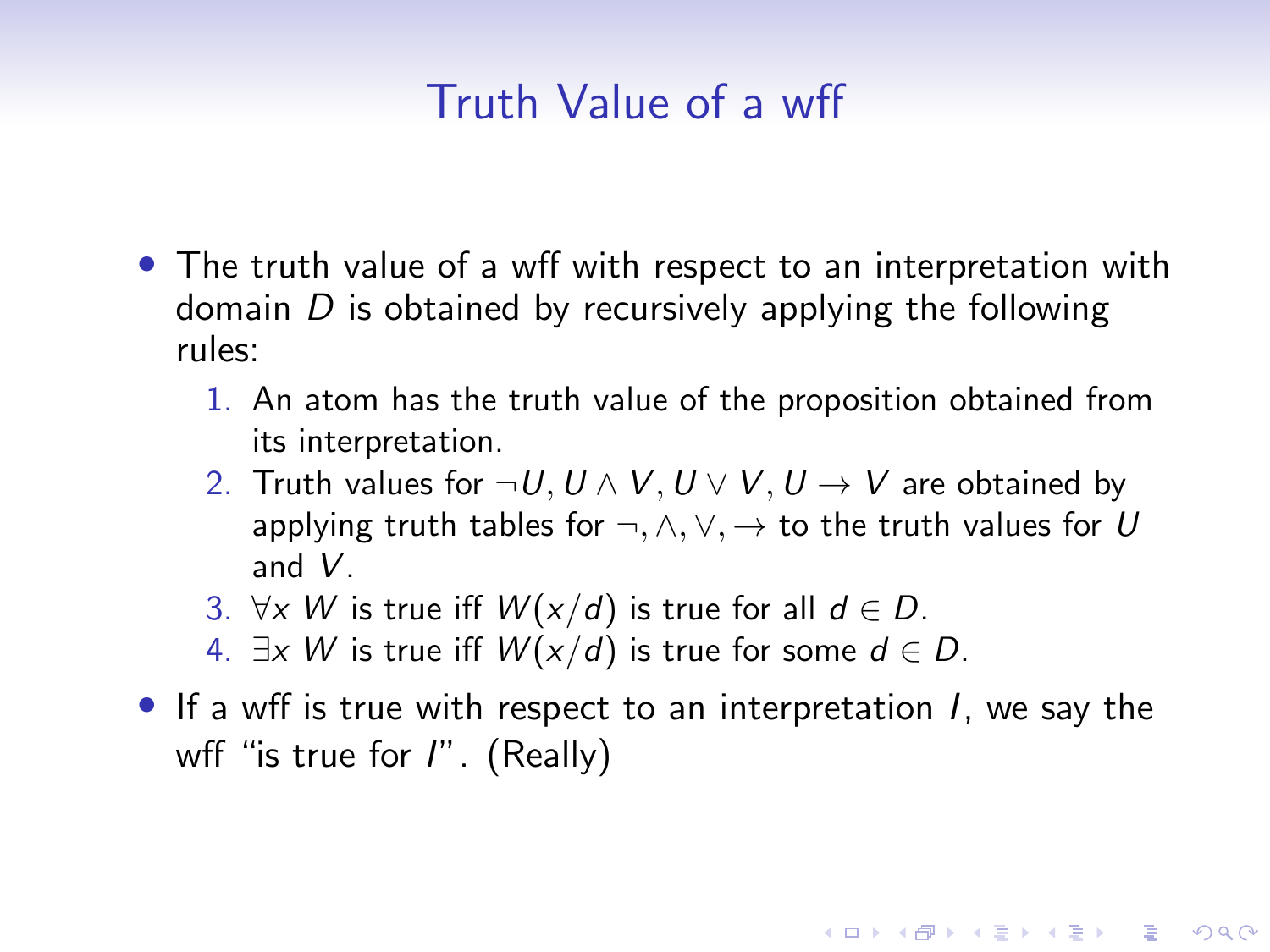# Truth Value of a wff

- The truth value of a wff with respect to an interpretation with domain $D$ is obtained by recursively applying the following rules:
  1. An atom has the truth value of the proposition obtained from its interpretation.
  2. Truth values for $\neg U, U \wedge V, U \vee V, U \rightarrow V$ are obtained by applying truth tables for $\neg, \wedge, \vee, \rightarrow$ to the truth values for $U$ and $V$.
  3. $\forall x\ W$ is true iff $W(x/d)$ is true for all $d \in D$.
  4. $\exists x\ W$ is true iff $W(x/d)$ is true for some $d \in D$.
- If a wff is true with respect to an interpretation $I$, we say the wff "is true for $I$". (Really)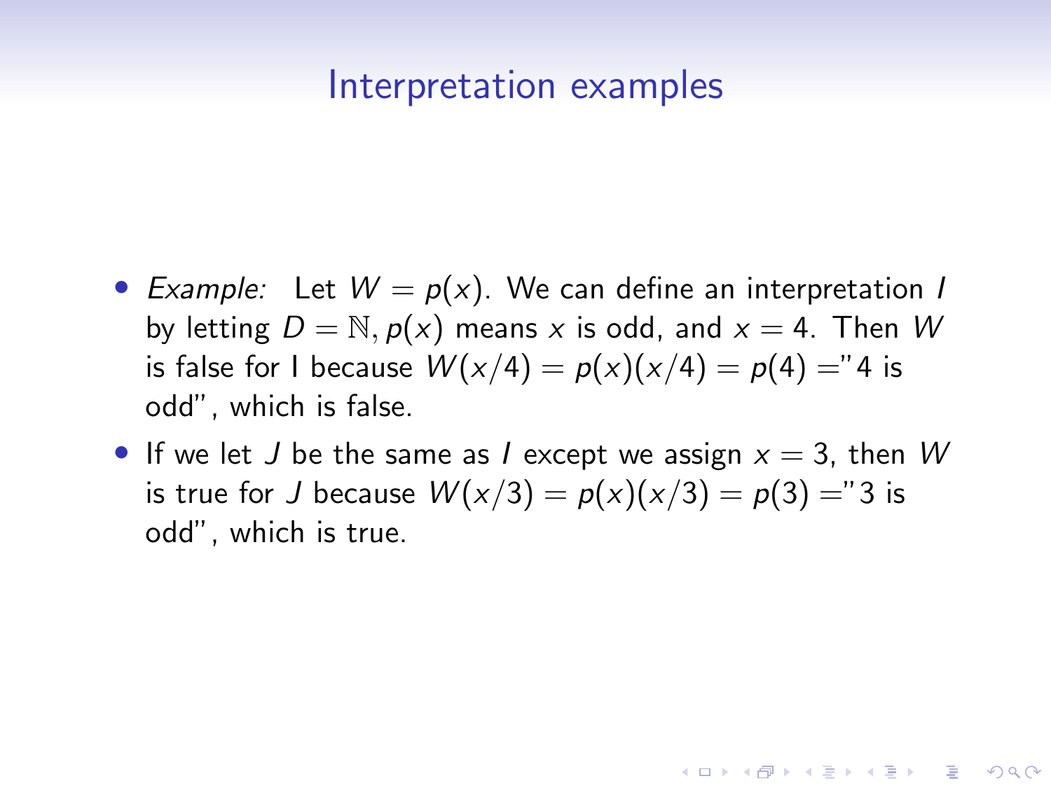# Interpretation examples

- *Example:* Let $W = p(x)$. We can define an interpretation $I$ by letting $D = \mathbb{N}, p(x)$ means $x$ is odd, and $x = 4$. Then $W$ is false for I because $W(x/4) = p(x)(x/4) = p(4) =$"4 is odd", which is false.
- If we let $J$ be the same as $I$ except we assign $x = 3$, then $W$ is true for $J$ because $W(x/3) = p(x)(x/3) = p(3) =$"3 is odd", which is true.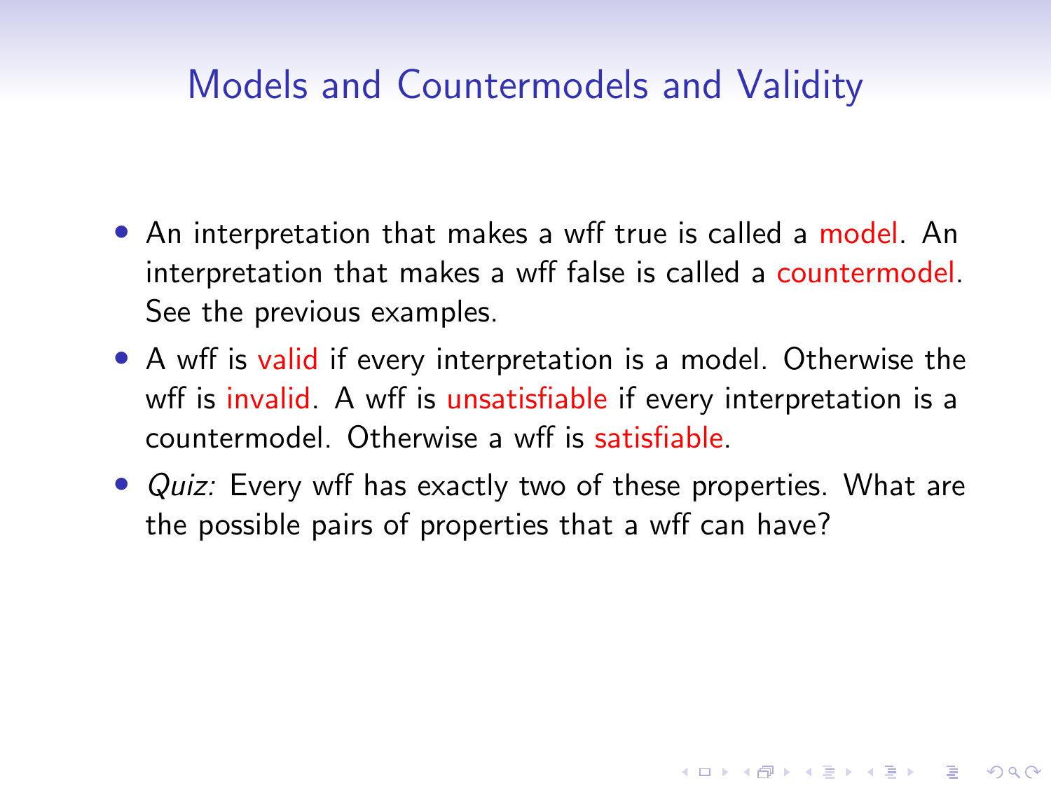# Models and Countermodels and Validity

- An interpretation that makes a wff true is called a model. An interpretation that makes a wff false is called a countermodel. See the previous examples.
- A wff is valid if every interpretation is a model. Otherwise the wff is invalid. A wff is unsatisfiable if every interpretation is a countermodel. Otherwise a wff is satisfiable.
- *Quiz:* Every wff has exactly two of these properties. What are the possible pairs of properties that a wff can have?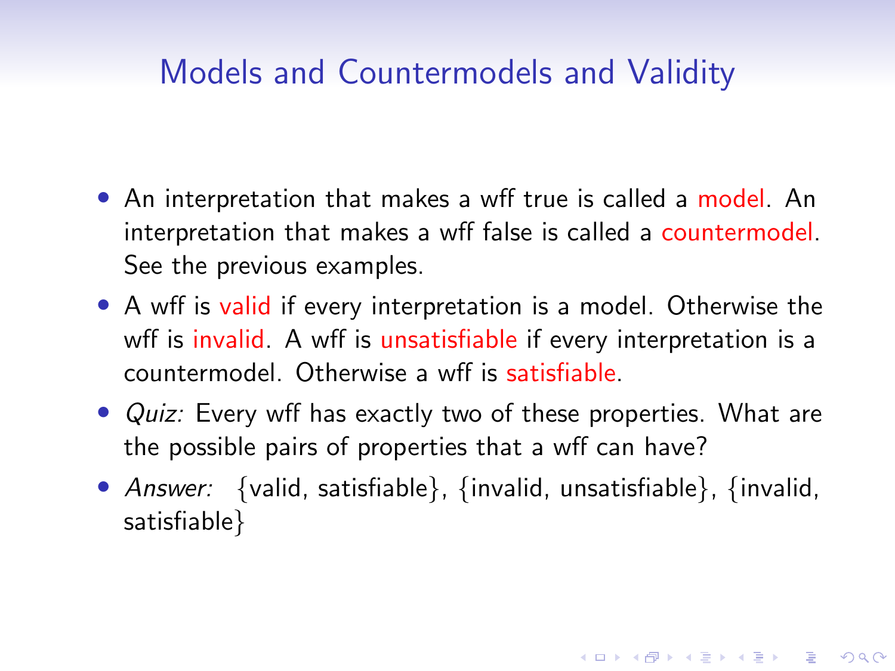## Models and Countermodels and Validity

- An interpretation that makes a wff true is called a model. An interpretation that makes a wff false is called a countermodel. See the previous examples.
- A wff is valid if every interpretation is a model. Otherwise the wff is invalid. A wff is unsatisfiable if every interpretation is a countermodel. Otherwise a wff is satisfiable.
- *Quiz:* Every wff has exactly two of these properties. What are the possible pairs of properties that a wff can have?
- *Answer:* {valid, satisfiable}, {invalid, unsatisfiable}, {invalid, satisfiable}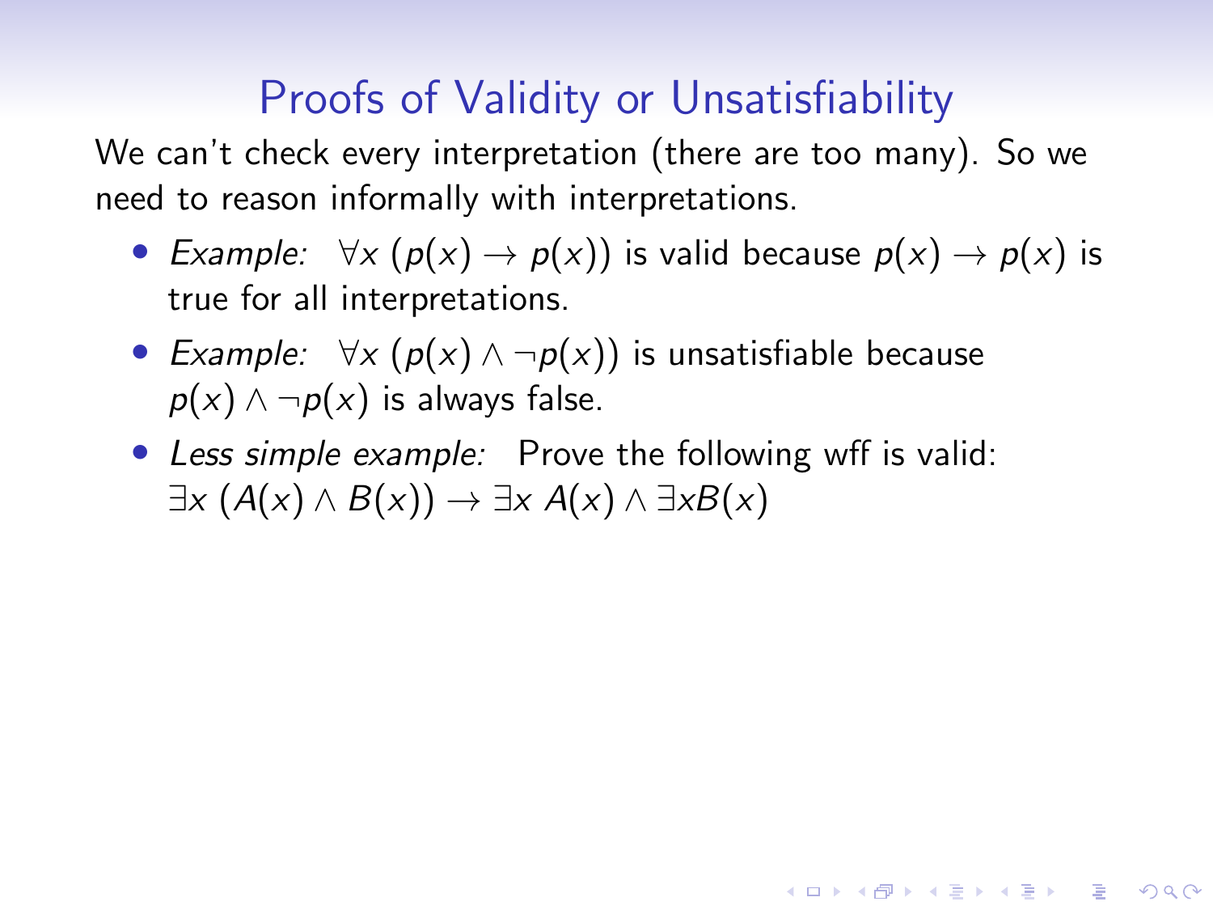# Proofs of Validity or Unsatisfiability

We can't check every interpretation (there are too many). So we need to reason informally with interpretations.

- *Example:* $\forall x\ (p(x) \rightarrow p(x))$ is valid because $p(x) \rightarrow p(x)$ is true for all interpretations.
- *Example:* $\forall x\ (p(x) \wedge \neg p(x))$ is unsatisfiable because $p(x) \wedge \neg p(x)$ is always false.
- *Less simple example:* Prove the following wff is valid: $\exists x\ (A(x) \wedge B(x)) \rightarrow \exists x\ A(x) \wedge \exists x B(x)$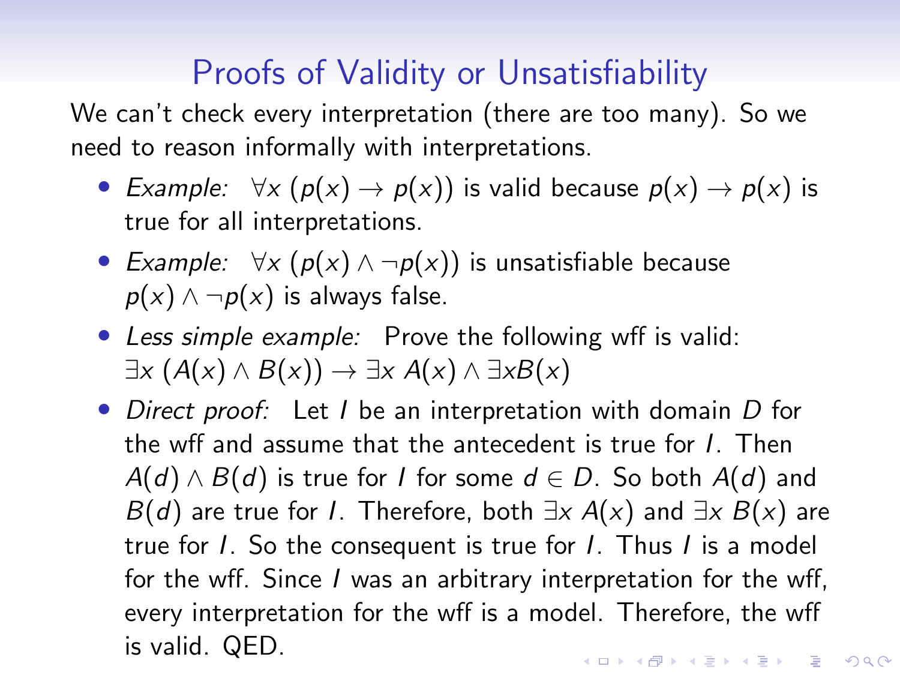# Proofs of Validity or Unsatisfiability

We can't check every interpretation (there are too many). So we need to reason informally with interpretations.

- *Example:* $\forall x\ (p(x) \to p(x))$ is valid because $p(x) \to p(x)$ is true for all interpretations.
- *Example:* $\forall x\ (p(x) \wedge \neg p(x))$ is unsatisfiable because $p(x) \wedge \neg p(x)$ is always false.
- *Less simple example:* Prove the following wff is valid: $\exists x\ (A(x) \wedge B(x)) \to \exists x\ A(x) \wedge \exists x B(x)$
- *Direct proof:* Let $I$ be an interpretation with domain $D$ for the wff and assume that the antecedent is true for $I$. Then $A(d) \wedge B(d)$ is true for $I$ for some $d \in D$. So both $A(d)$ and $B(d)$ are true for $I$. Therefore, both $\exists x\ A(x)$ and $\exists x\ B(x)$ are true for $I$. So the consequent is true for $I$. Thus $I$ is a model for the wff. Since $I$ was an arbitrary interpretation for the wff, every interpretation for the wff is a model. Therefore, the wff is valid. QED.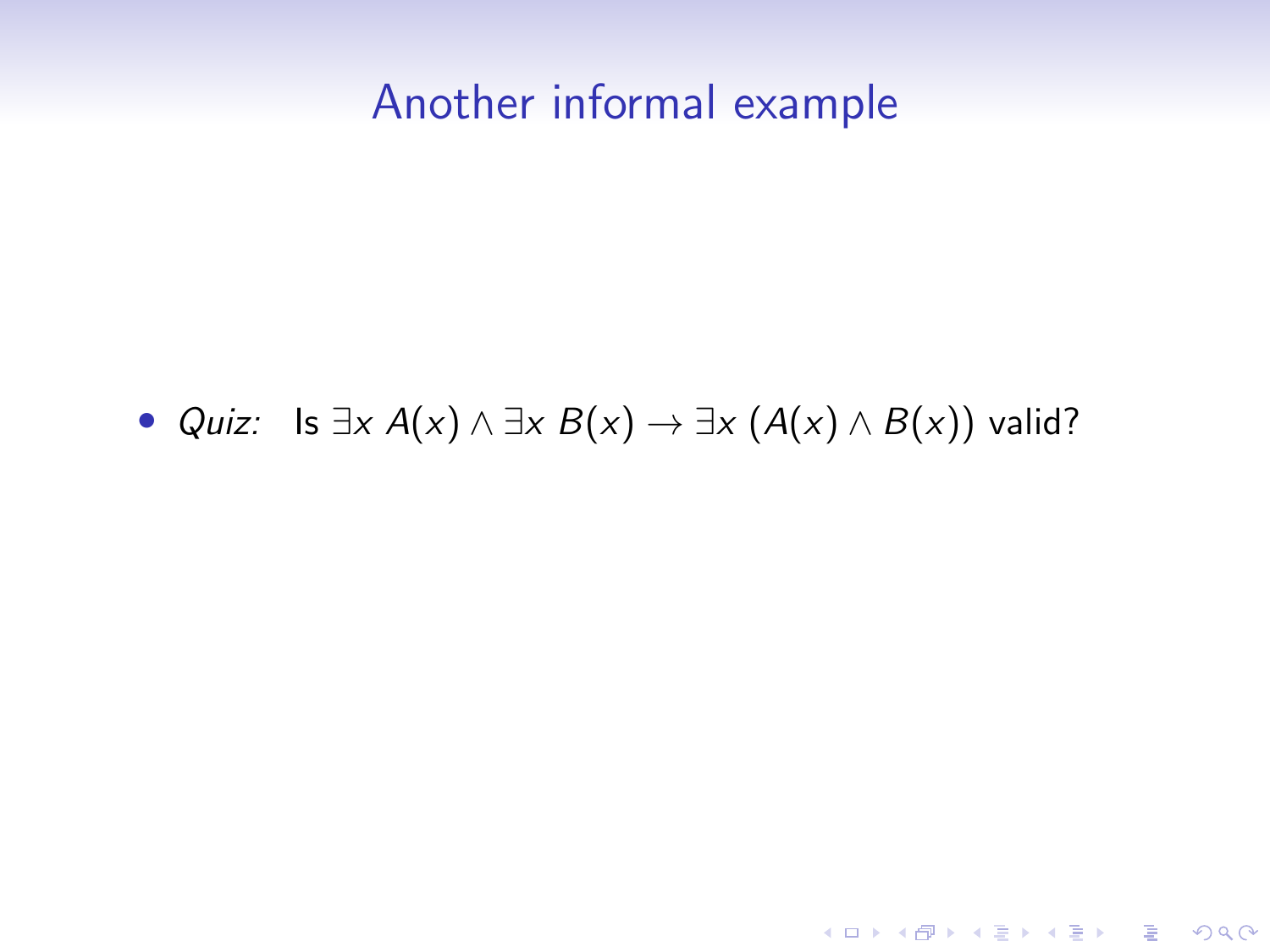# Another informal example

- *Quiz:* Is $\exists x\ A(x) \wedge \exists x\ B(x) \rightarrow \exists x\ (A(x) \wedge B(x))$ valid?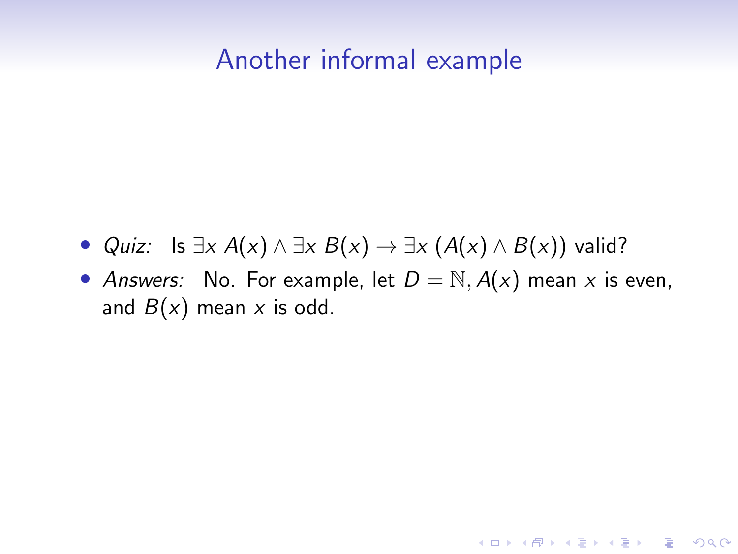# Another informal example

- *Quiz:* Is $\exists x\, A(x) \wedge \exists x\, B(x) \rightarrow \exists x\, (A(x) \wedge B(x))$ valid?
- *Answers:* No. For example, let $D = \mathbb{N}, A(x)$ mean $x$ is even, and $B(x)$ mean $x$ is odd.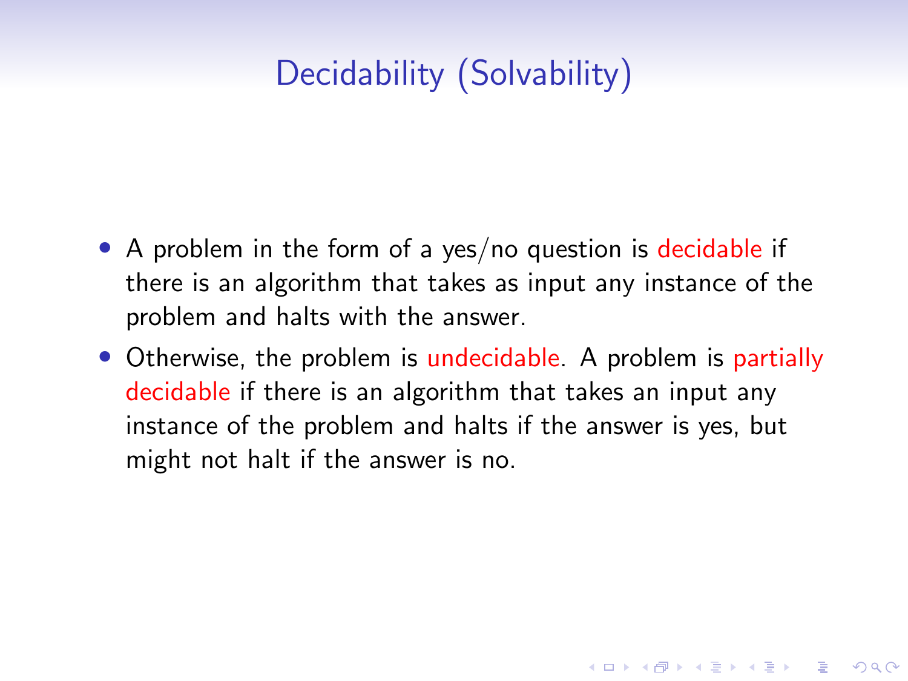# Decidability (Solvability)

- A problem in the form of a yes/no question is decidable if there is an algorithm that takes as input any instance of the problem and halts with the answer.
- Otherwise, the problem is undecidable. A problem is partially decidable if there is an algorithm that takes an input any instance of the problem and halts if the answer is yes, but might not halt if the answer is no.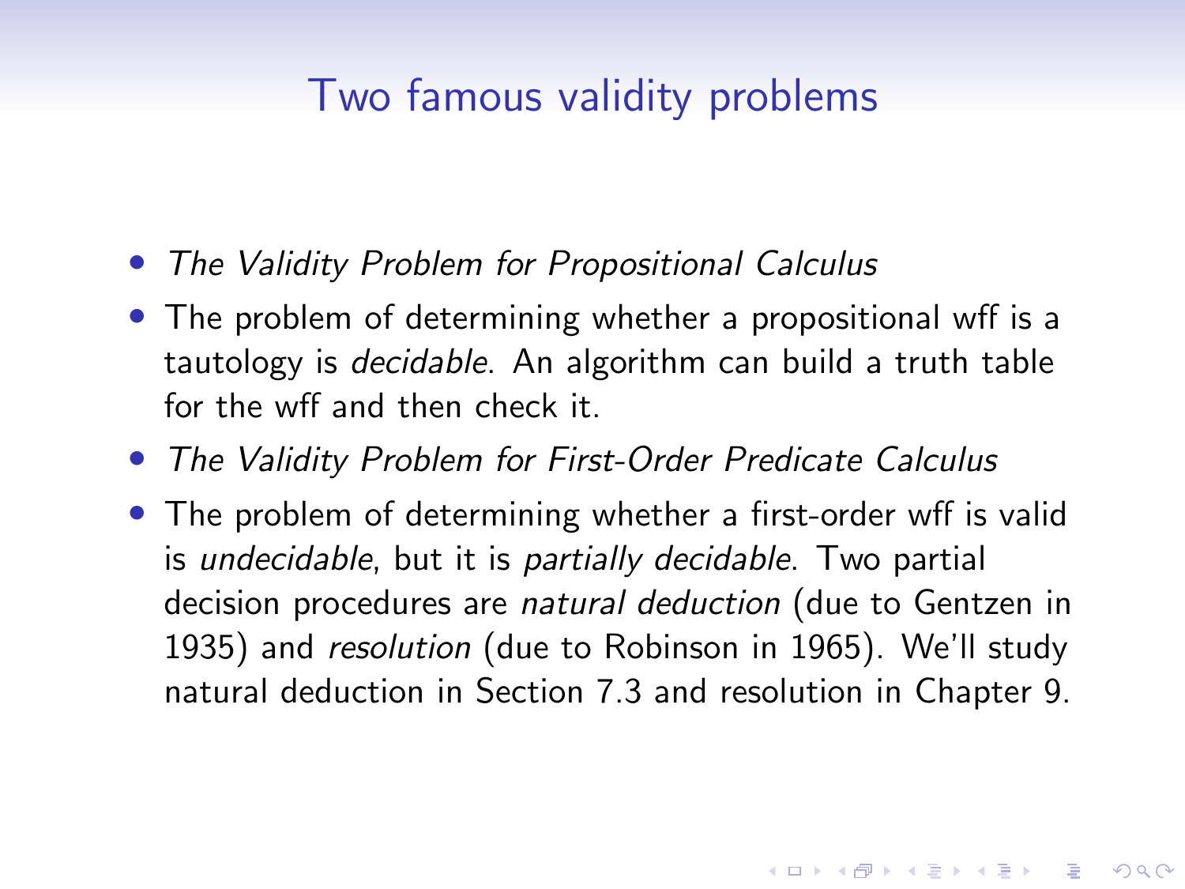# Two famous validity problems

- *The Validity Problem for Propositional Calculus*
- The problem of determining whether a propositional wff is a tautology is *decidable*. An algorithm can build a truth table for the wff and then check it.
- *The Validity Problem for First-Order Predicate Calculus*
- The problem of determining whether a first-order wff is valid is *undecidable*, but it is *partially decidable*. Two partial decision procedures are *natural deduction* (due to Gentzen in 1935) and *resolution* (due to Robinson in 1965). We'll study natural deduction in Section 7.3 and resolution in Chapter 9.